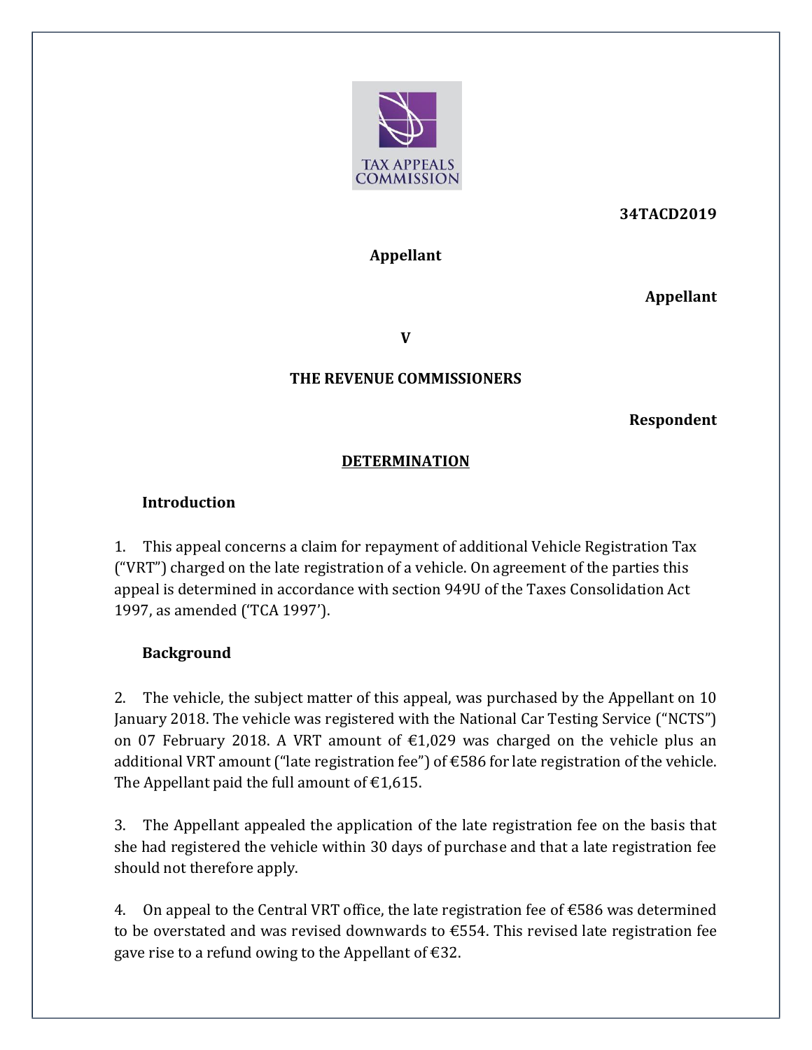34TACD2019

**Appellant**

**Appellant**

**V**

**THE REVENUE COMMISSIONERS**

**Respondent**

## DETERMINATION

### Introduction

1. This appeal concerns a claim for repayment of additional Vehicle Registration Tax ("VRT") charged on the late registration of a vehicle. On agreement of the parties this appeal is determined in accordance with section 949U of the Taxes Consolidation Act 1997, as amended ('TCA 1997').

### Background

2. The vehicle, the subject matter of this appeal, was purchased by the Appellant on 10 January 2018. The vehicle was registered with the National Car Testing Service ("NCTS") on 07 February 2018. A VRT amount of €1,029 was charged on the vehicle plus an additional VRT amount ("late registration fee") of €586 for late registration of the vehicle. The Appellant paid the full amount of €1,615.

3. The Appellant appealed the application of the late registration fee on the basis that she had registered the vehicle within 30 days of purchase and that a late registration fee should not therefore apply.

4. On appeal to the Central VRT office, the late registration fee of €586 was determined to be overstated and was revised downwards to €554. This revised late registration fee gave rise to a refund owing to the Appellant of €32.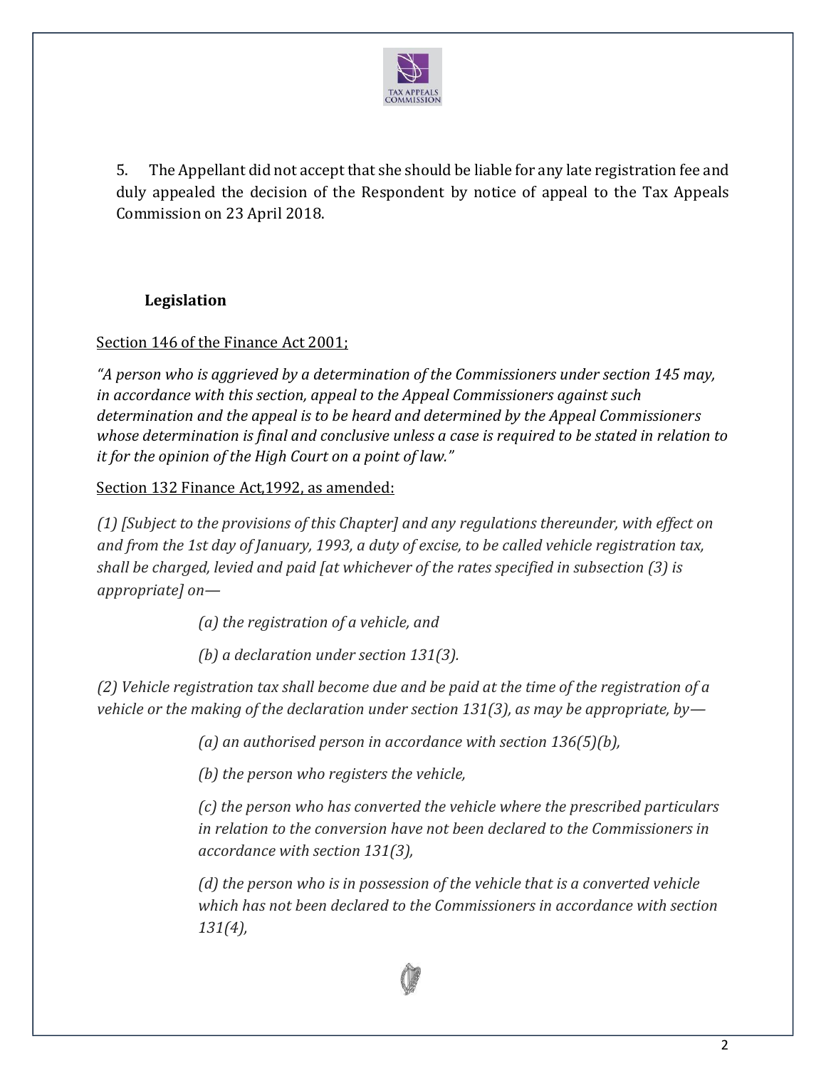5. The Appellant did not accept that she should be liable for any late registration fee and duly appealed the decision of the Respondent by notice of appeal to the Tax Appeals Commission on 23 April 2018.

## Legislation

Section 146 of the Finance Act 2001;

*"A person who is aggrieved by a determination of the Commissioners under section 145 may, in accordance with this section, appeal to the Appeal Commissioners against such determination and the appeal is to be heard and determined by the Appeal Commissioners whose determination is final and conclusive unless a case is required to be stated in relation to it for the opinion of the High Court on a point of law."*

Section 132 Finance Act,1992, as amended:

*(1) [Subject to the provisions of this Chapter] and any regulations thereunder, with effect on and from the 1st day of January, 1993, a duty of excise, to be called vehicle registration tax, shall be charged, levied and paid [at whichever of the rates specified in subsection (3) is appropriate] on—*

> *(a) the registration of a vehicle, and*
>
> *(b) a declaration under section 131(3).*

*(2) Vehicle registration tax shall become due and be paid at the time of the registration of a vehicle or the making of the declaration under section 131(3), as may be appropriate, by—*

> *(a) an authorised person in accordance with section 136(5)(b),*
>
> *(b) the person who registers the vehicle,*
>
> *(c) the person who has converted the vehicle where the prescribed particulars in relation to the conversion have not been declared to the Commissioners in accordance with section 131(3),*
>
> *(d) the person who is in possession of the vehicle that is a converted vehicle which has not been declared to the Commissioners in accordance with section 131(4),*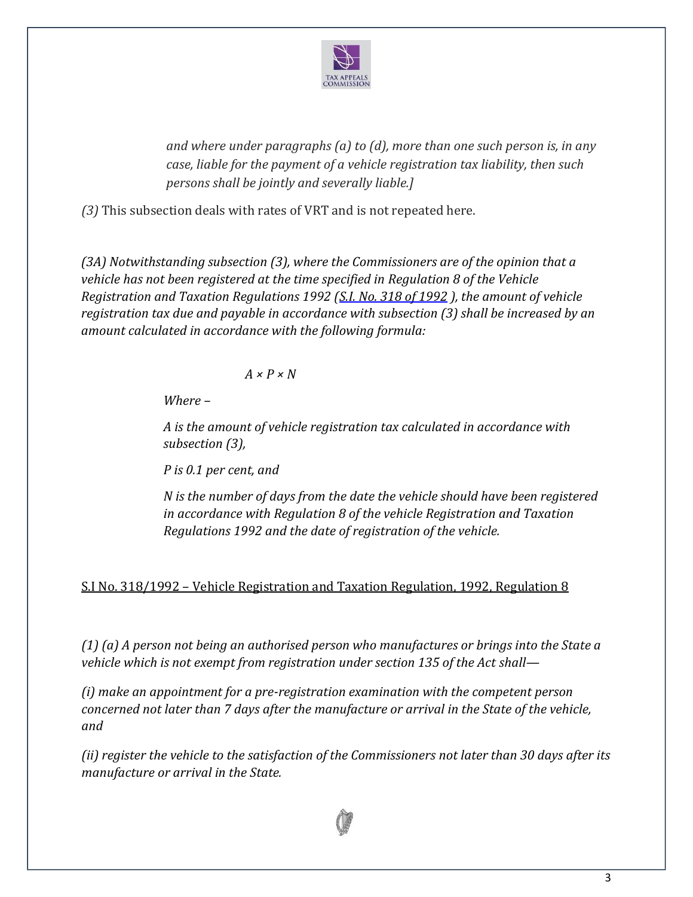*and where under paragraphs (a) to (d), more than one such person is, in any case, liable for the payment of a vehicle registration tax liability, then such persons shall be jointly and severally liable.]*

*(3)* This subsection deals with rates of VRT and is not repeated here.

*(3A) Notwithstanding subsection (3), where the Commissioners are of the opinion that a vehicle has not been registered at the time specified in Regulation 8 of the Vehicle Registration and Taxation Regulations 1992 (S.I. No. 318 of 1992 ), the amount of vehicle registration tax due and payable in accordance with subsection (3) shall be increased by an amount calculated in accordance with the following formula:*

$$A \times P \times N$$

*Where –*

*A is the amount of vehicle registration tax calculated in accordance with subsection (3),*

*P is 0.1 per cent, and*

*N is the number of days from the date the vehicle should have been registered in accordance with Regulation 8 of the vehicle Registration and Taxation Regulations 1992 and the date of registration of the vehicle.*

S.I No. 318/1992 – Vehicle Registration and Taxation Regulation, 1992, Regulation 8

*(1) (a) A person not being an authorised person who manufactures or brings into the State a vehicle which is not exempt from registration under section 135 of the Act shall—*

*(i) make an appointment for a pre-registration examination with the competent person concerned not later than 7 days after the manufacture or arrival in the State of the vehicle, and*

*(ii) register the vehicle to the satisfaction of the Commissioners not later than 30 days after its manufacture or arrival in the State.*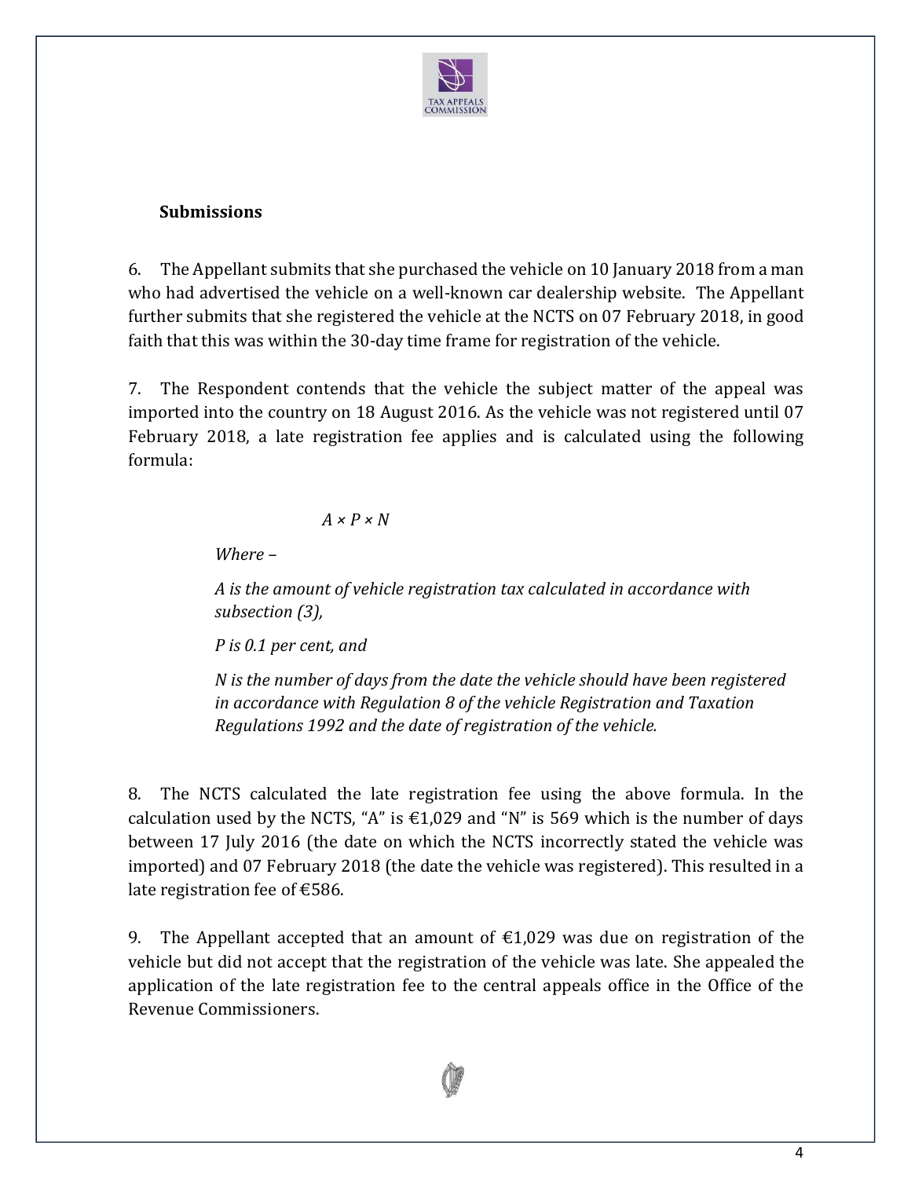**Submissions**

6. The Appellant submits that she purchased the vehicle on 10 January 2018 from a man who had advertised the vehicle on a well-known car dealership website. The Appellant further submits that she registered the vehicle at the NCTS on 07 February 2018, in good faith that this was within the 30-day time frame for registration of the vehicle.

7. The Respondent contends that the vehicle the subject matter of the appeal was imported into the country on 18 August 2016. As the vehicle was not registered until 07 February 2018, a late registration fee applies and is calculated using the following formula:

> $A \times P \times N$
>
> *Where –*
>
> *A is the amount of vehicle registration tax calculated in accordance with subsection (3),*
>
> *P is 0.1 per cent, and*
>
> *N is the number of days from the date the vehicle should have been registered in accordance with Regulation 8 of the vehicle Registration and Taxation Regulations 1992 and the date of registration of the vehicle.*

8. The NCTS calculated the late registration fee using the above formula. In the calculation used by the NCTS, "A" is €1,029 and "N" is 569 which is the number of days between 17 July 2016 (the date on which the NCTS incorrectly stated the vehicle was imported) and 07 February 2018 (the date the vehicle was registered). This resulted in a late registration fee of €586.

9. The Appellant accepted that an amount of €1,029 was due on registration of the vehicle but did not accept that the registration of the vehicle was late. She appealed the application of the late registration fee to the central appeals office in the Office of the Revenue Commissioners.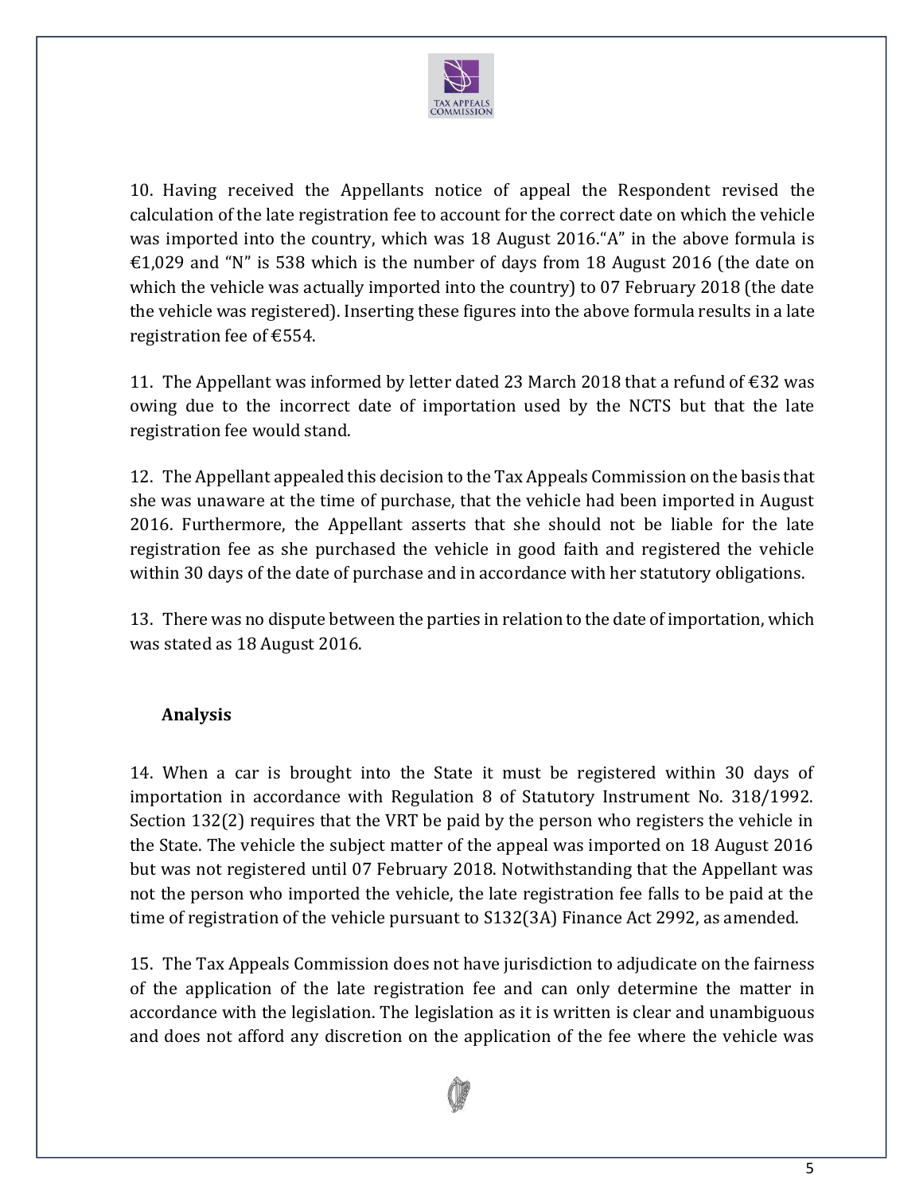10. Having received the Appellants notice of appeal the Respondent revised the calculation of the late registration fee to account for the correct date on which the vehicle was imported into the country, which was 18 August 2016."A" in the above formula is €1,029 and "N" is 538 which is the number of days from 18 August 2016 (the date on which the vehicle was actually imported into the country) to 07 February 2018 (the date the vehicle was registered). Inserting these figures into the above formula results in a late registration fee of €554.

11. The Appellant was informed by letter dated 23 March 2018 that a refund of €32 was owing due to the incorrect date of importation used by the NCTS but that the late registration fee would stand.

12. The Appellant appealed this decision to the Tax Appeals Commission on the basis that she was unaware at the time of purchase, that the vehicle had been imported in August 2016. Furthermore, the Appellant asserts that she should not be liable for the late registration fee as she purchased the vehicle in good faith and registered the vehicle within 30 days of the date of purchase and in accordance with her statutory obligations.

13. There was no dispute between the parties in relation to the date of importation, which was stated as 18 August 2016.

### Analysis

14. When a car is brought into the State it must be registered within 30 days of importation in accordance with Regulation 8 of Statutory Instrument No. 318/1992. Section 132(2) requires that the VRT be paid by the person who registers the vehicle in the State. The vehicle the subject matter of the appeal was imported on 18 August 2016 but was not registered until 07 February 2018. Notwithstanding that the Appellant was not the person who imported the vehicle, the late registration fee falls to be paid at the time of registration of the vehicle pursuant to S132(3A) Finance Act 2992, as amended.

15. The Tax Appeals Commission does not have jurisdiction to adjudicate on the fairness of the application of the late registration fee and can only determine the matter in accordance with the legislation. The legislation as it is written is clear and unambiguous and does not afford any discretion on the application of the fee where the vehicle was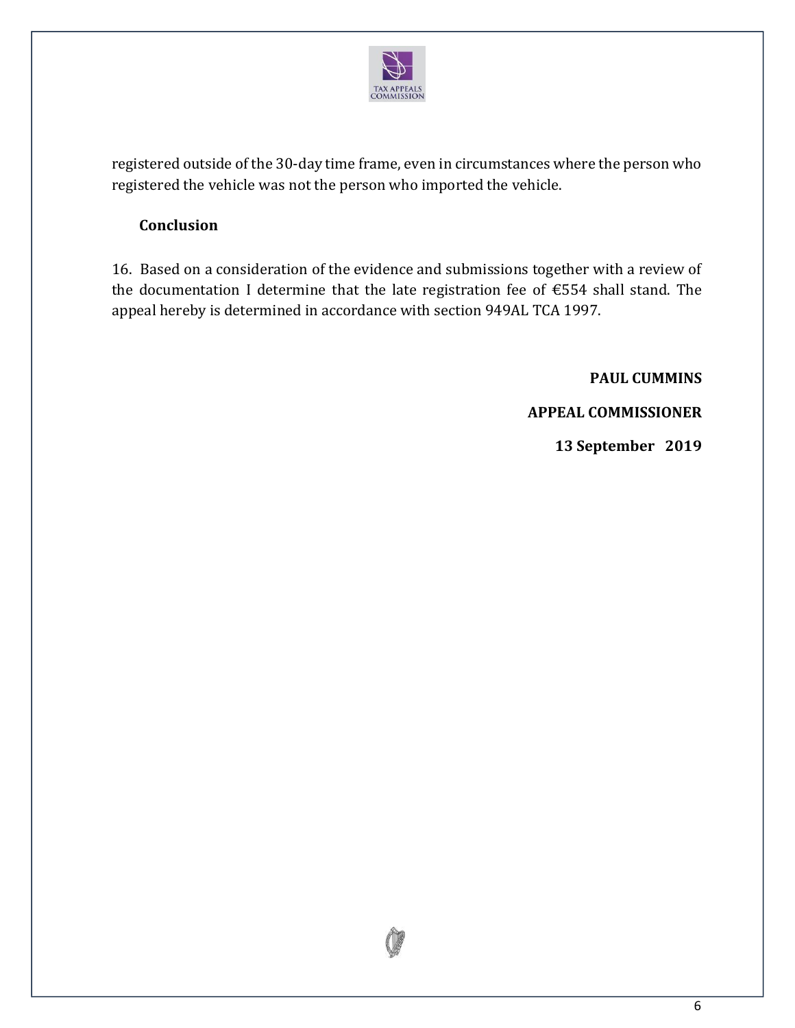registered outside of the 30-day time frame, even in circumstances where the person who registered the vehicle was not the person who imported the vehicle.

**Conclusion**

16. Based on a consideration of the evidence and submissions together with a review of the documentation I determine that the late registration fee of €554 shall stand. The appeal hereby is determined in accordance with section 949AL TCA 1997.

**PAUL CUMMINS**

**APPEAL COMMISSIONER**

**13 September 2019**